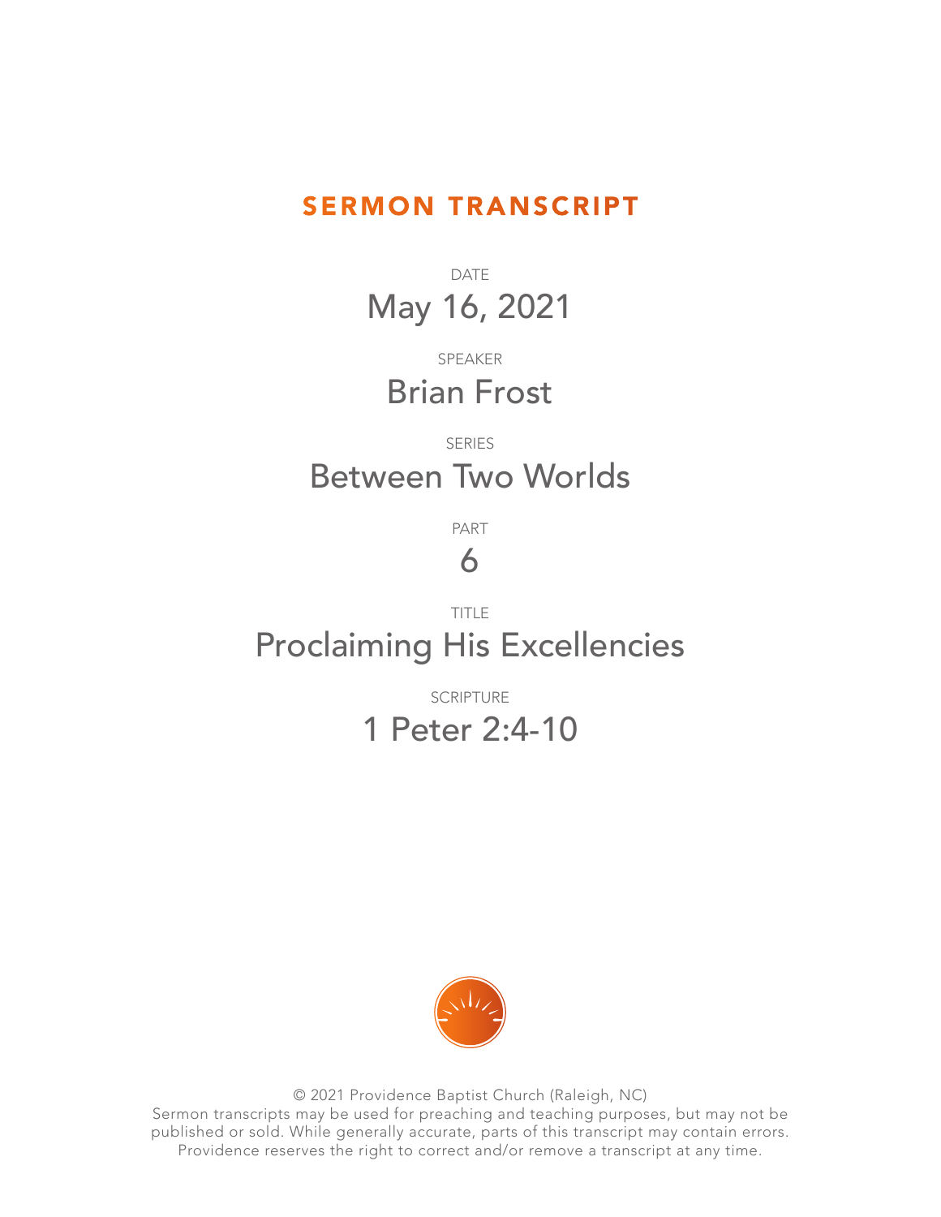# SERMON TRANSCRIPT

DATE

May 16, 2021

SPEAKER

Brian Frost

SERIES

Between Two Worlds

PART

6

TITLE

Proclaiming His Excellencies

SCRIPTURE

1 Peter 2:4-10

© 2021 Providence Baptist Church (Raleigh, NC)
Sermon transcripts may be used for preaching and teaching purposes, but may not be published or sold. While generally accurate, parts of this transcript may contain errors. Providence reserves the right to correct and/or remove a transcript at any time.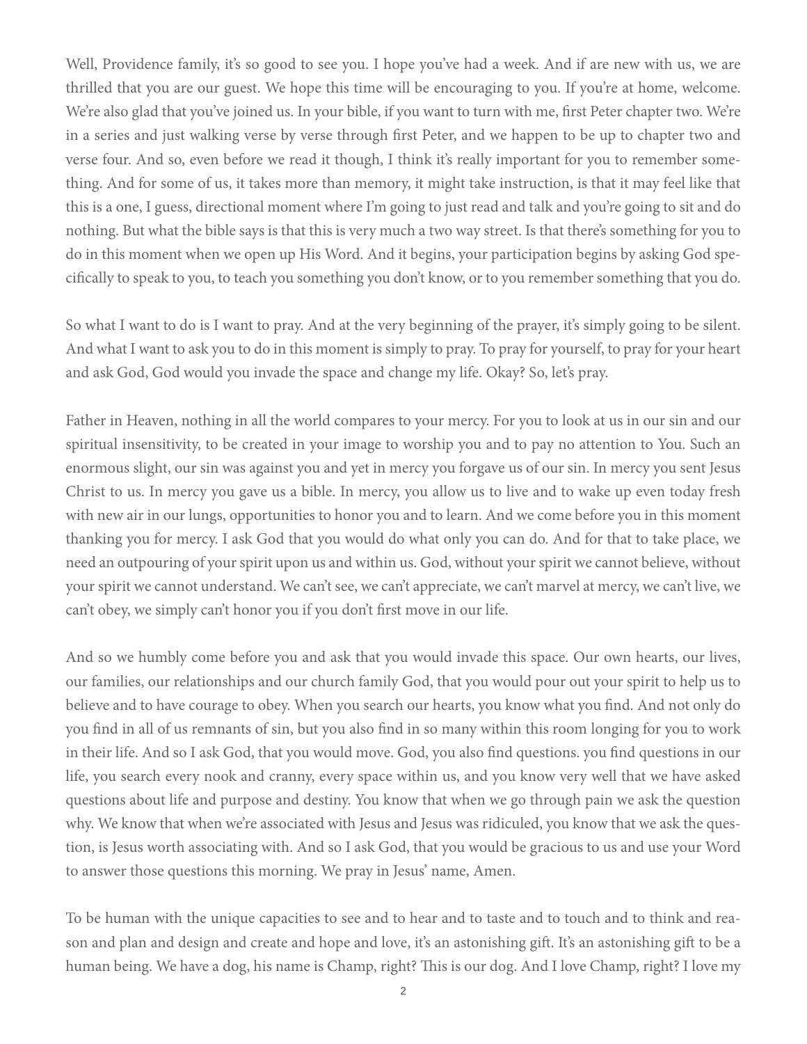Well, Providence family, it's so good to see you. I hope you've had a week. And if are new with us, we are thrilled that you are our guest. We hope this time will be encouraging to you. If you're at home, welcome. We're also glad that you've joined us. In your bible, if you want to turn with me, first Peter chapter two. We're in a series and just walking verse by verse through first Peter, and we happen to be up to chapter two and verse four. And so, even before we read it though, I think it's really important for you to remember something. And for some of us, it takes more than memory, it might take instruction, is that it may feel like that this is a one, I guess, directional moment where I'm going to just read and talk and you're going to sit and do nothing. But what the bible says is that this is very much a two way street. Is that there's something for you to do in this moment when we open up His Word. And it begins, your participation begins by asking God specifically to speak to you, to teach you something you don't know, or to you remember something that you do.

So what I want to do is I want to pray. And at the very beginning of the prayer, it's simply going to be silent. And what I want to ask you to do in this moment is simply to pray. To pray for yourself, to pray for your heart and ask God, God would you invade the space and change my life. Okay? So, let's pray.

Father in Heaven, nothing in all the world compares to your mercy. For you to look at us in our sin and our spiritual insensitivity, to be created in your image to worship you and to pay no attention to You. Such an enormous slight, our sin was against you and yet in mercy you forgave us of our sin. In mercy you sent Jesus Christ to us. In mercy you gave us a bible. In mercy, you allow us to live and to wake up even today fresh with new air in our lungs, opportunities to honor you and to learn. And we come before you in this moment thanking you for mercy. I ask God that you would do what only you can do. And for that to take place, we need an outpouring of your spirit upon us and within us. God, without your spirit we cannot believe, without your spirit we cannot understand. We can't see, we can't appreciate, we can't marvel at mercy, we can't live, we can't obey, we simply can't honor you if you don't first move in our life.

And so we humbly come before you and ask that you would invade this space. Our own hearts, our lives, our families, our relationships and our church family God, that you would pour out your spirit to help us to believe and to have courage to obey. When you search our hearts, you know what you find. And not only do you find in all of us remnants of sin, but you also find in so many within this room longing for you to work in their life. And so I ask God, that you would move. God, you also find questions. you find questions in our life, you search every nook and cranny, every space within us, and you know very well that we have asked questions about life and purpose and destiny. You know that when we go through pain we ask the question why. We know that when we're associated with Jesus and Jesus was ridiculed, you know that we ask the question, is Jesus worth associating with. And so I ask God, that you would be gracious to us and use your Word to answer those questions this morning. We pray in Jesus' name, Amen.

To be human with the unique capacities to see and to hear and to taste and to touch and to think and reason and plan and design and create and hope and love, it's an astonishing gift. It's an astonishing gift to be a human being. We have a dog, his name is Champ, right? This is our dog. And I love Champ, right? I love my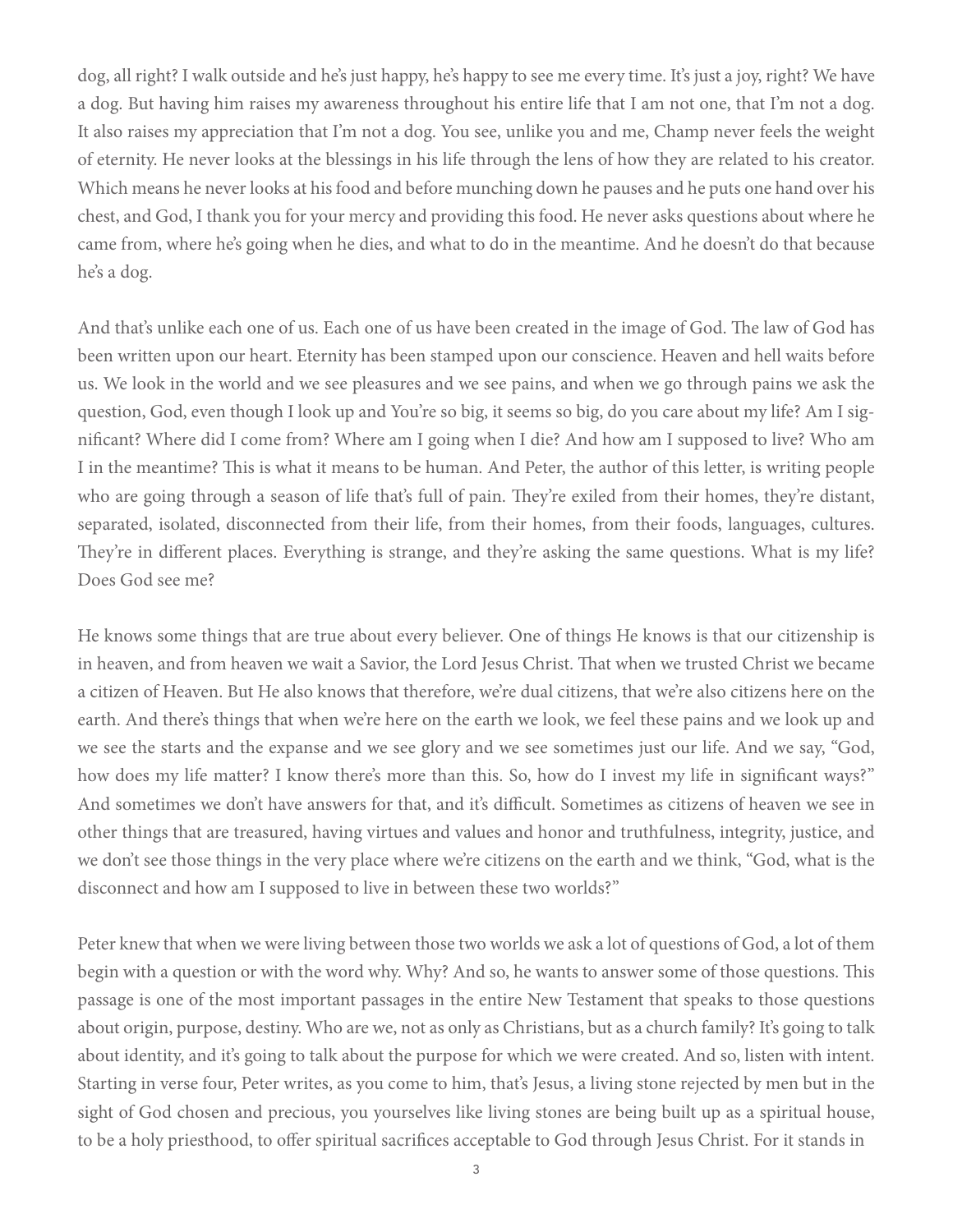dog, all right? I walk outside and he's just happy, he's happy to see me every time. It's just a joy, right? We have a dog. But having him raises my awareness throughout his entire life that I am not one, that I'm not a dog. It also raises my appreciation that I'm not a dog. You see, unlike you and me, Champ never feels the weight of eternity. He never looks at the blessings in his life through the lens of how they are related to his creator. Which means he never looks at his food and before munching down he pauses and he puts one hand over his chest, and God, I thank you for your mercy and providing this food. He never asks questions about where he came from, where he's going when he dies, and what to do in the meantime. And he doesn't do that because he's a dog.

And that's unlike each one of us. Each one of us have been created in the image of God. The law of God has been written upon our heart. Eternity has been stamped upon our conscience. Heaven and hell waits before us. We look in the world and we see pleasures and we see pains, and when we go through pains we ask the question, God, even though I look up and You're so big, it seems so big, do you care about my life? Am I significant? Where did I come from? Where am I going when I die? And how am I supposed to live? Who am I in the meantime? This is what it means to be human. And Peter, the author of this letter, is writing people who are going through a season of life that's full of pain. They're exiled from their homes, they're distant, separated, isolated, disconnected from their life, from their homes, from their foods, languages, cultures. They're in different places. Everything is strange, and they're asking the same questions. What is my life? Does God see me?

He knows some things that are true about every believer. One of things He knows is that our citizenship is in heaven, and from heaven we wait a Savior, the Lord Jesus Christ. That when we trusted Christ we became a citizen of Heaven. But He also knows that therefore, we're dual citizens, that we're also citizens here on the earth. And there's things that when we're here on the earth we look, we feel these pains and we look up and we see the starts and the expanse and we see glory and we see sometimes just our life. And we say, "God, how does my life matter? I know there's more than this. So, how do I invest my life in significant ways?" And sometimes we don't have answers for that, and it's difficult. Sometimes as citizens of heaven we see in other things that are treasured, having virtues and values and honor and truthfulness, integrity, justice, and we don't see those things in the very place where we're citizens on the earth and we think, "God, what is the disconnect and how am I supposed to live in between these two worlds?"

Peter knew that when we were living between those two worlds we ask a lot of questions of God, a lot of them begin with a question or with the word why. Why? And so, he wants to answer some of those questions. This passage is one of the most important passages in the entire New Testament that speaks to those questions about origin, purpose, destiny. Who are we, not as only as Christians, but as a church family? It's going to talk about identity, and it's going to talk about the purpose for which we were created. And so, listen with intent. Starting in verse four, Peter writes, as you come to him, that's Jesus, a living stone rejected by men but in the sight of God chosen and precious, you yourselves like living stones are being built up as a spiritual house, to be a holy priesthood, to offer spiritual sacrifices acceptable to God through Jesus Christ. For it stands in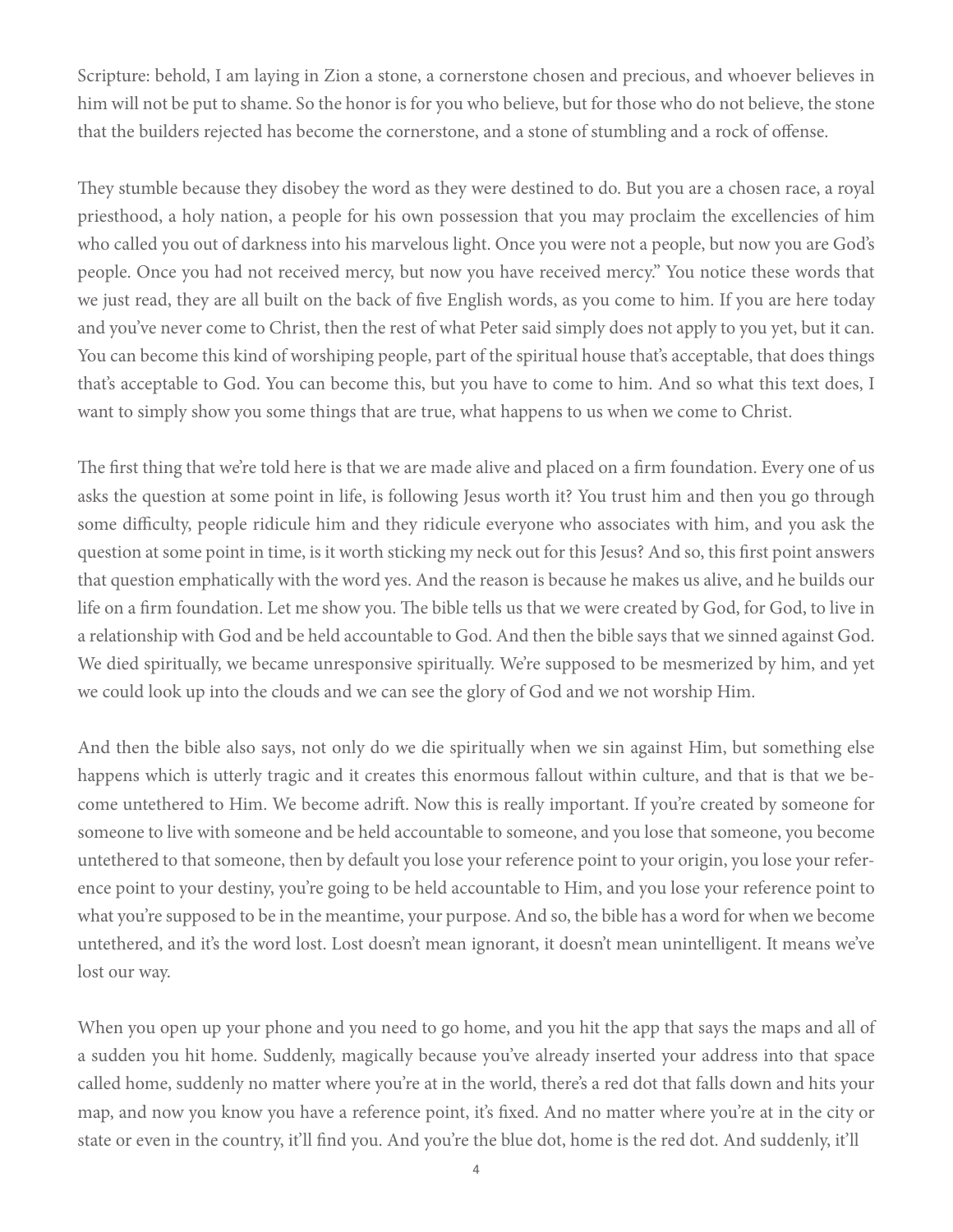Scripture: behold, I am laying in Zion a stone, a cornerstone chosen and precious, and whoever believes in him will not be put to shame. So the honor is for you who believe, but for those who do not believe, the stone that the builders rejected has become the cornerstone, and a stone of stumbling and a rock of offense.

They stumble because they disobey the word as they were destined to do. But you are a chosen race, a royal priesthood, a holy nation, a people for his own possession that you may proclaim the excellencies of him who called you out of darkness into his marvelous light. Once you were not a people, but now you are God's people. Once you had not received mercy, but now you have received mercy." You notice these words that we just read, they are all built on the back of five English words, as you come to him. If you are here today and you've never come to Christ, then the rest of what Peter said simply does not apply to you yet, but it can. You can become this kind of worshiping people, part of the spiritual house that's acceptable, that does things that's acceptable to God. You can become this, but you have to come to him. And so what this text does, I want to simply show you some things that are true, what happens to us when we come to Christ.

The first thing that we're told here is that we are made alive and placed on a firm foundation. Every one of us asks the question at some point in life, is following Jesus worth it? You trust him and then you go through some difficulty, people ridicule him and they ridicule everyone who associates with him, and you ask the question at some point in time, is it worth sticking my neck out for this Jesus? And so, this first point answers that question emphatically with the word yes. And the reason is because he makes us alive, and he builds our life on a firm foundation. Let me show you. The bible tells us that we were created by God, for God, to live in a relationship with God and be held accountable to God. And then the bible says that we sinned against God. We died spiritually, we became unresponsive spiritually. We're supposed to be mesmerized by him, and yet we could look up into the clouds and we can see the glory of God and we not worship Him.

And then the bible also says, not only do we die spiritually when we sin against Him, but something else happens which is utterly tragic and it creates this enormous fallout within culture, and that is that we become untethered to Him. We become adrift. Now this is really important. If you're created by someone for someone to live with someone and be held accountable to someone, and you lose that someone, you become untethered to that someone, then by default you lose your reference point to your origin, you lose your reference point to your destiny, you're going to be held accountable to Him, and you lose your reference point to what you're supposed to be in the meantime, your purpose. And so, the bible has a word for when we become untethered, and it's the word lost. Lost doesn't mean ignorant, it doesn't mean unintelligent. It means we've lost our way.

When you open up your phone and you need to go home, and you hit the app that says the maps and all of a sudden you hit home. Suddenly, magically because you've already inserted your address into that space called home, suddenly no matter where you're at in the world, there's a red dot that falls down and hits your map, and now you know you have a reference point, it's fixed. And no matter where you're at in the city or state or even in the country, it'll find you. And you're the blue dot, home is the red dot. And suddenly, it'll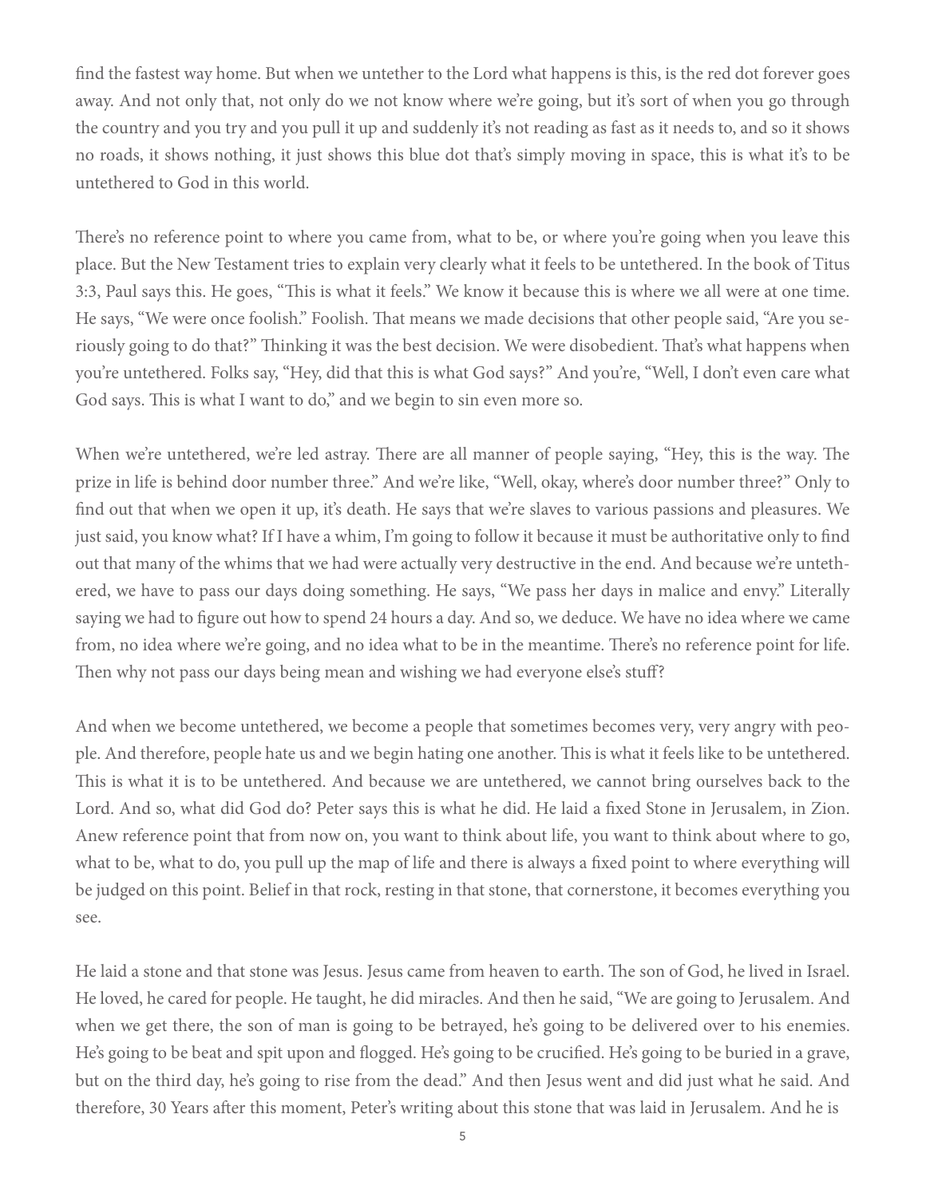find the fastest way home. But when we untether to the Lord what happens is this, is the red dot forever goes away. And not only that, not only do we not know where we're going, but it's sort of when you go through the country and you try and you pull it up and suddenly it's not reading as fast as it needs to, and so it shows no roads, it shows nothing, it just shows this blue dot that's simply moving in space, this is what it's to be untethered to God in this world.

There's no reference point to where you came from, what to be, or where you're going when you leave this place. But the New Testament tries to explain very clearly what it feels to be untethered. In the book of Titus 3:3, Paul says this. He goes, "This is what it feels." We know it because this is where we all were at one time. He says, "We were once foolish." Foolish. That means we made decisions that other people said, "Are you seriously going to do that?" Thinking it was the best decision. We were disobedient. That's what happens when you're untethered. Folks say, "Hey, did that this is what God says?" And you're, "Well, I don't even care what God says. This is what I want to do," and we begin to sin even more so.

When we're untethered, we're led astray. There are all manner of people saying, "Hey, this is the way. The prize in life is behind door number three." And we're like, "Well, okay, where's door number three?" Only to find out that when we open it up, it's death. He says that we're slaves to various passions and pleasures. We just said, you know what? If I have a whim, I'm going to follow it because it must be authoritative only to find out that many of the whims that we had were actually very destructive in the end. And because we're untethered, we have to pass our days doing something. He says, "We pass her days in malice and envy." Literally saying we had to figure out how to spend 24 hours a day. And so, we deduce. We have no idea where we came from, no idea where we're going, and no idea what to be in the meantime. There's no reference point for life. Then why not pass our days being mean and wishing we had everyone else's stuff?

And when we become untethered, we become a people that sometimes becomes very, very angry with people. And therefore, people hate us and we begin hating one another. This is what it feels like to be untethered. This is what it is to be untethered. And because we are untethered, we cannot bring ourselves back to the Lord. And so, what did God do? Peter says this is what he did. He laid a fixed Stone in Jerusalem, in Zion. Anew reference point that from now on, you want to think about life, you want to think about where to go, what to be, what to do, you pull up the map of life and there is always a fixed point to where everything will be judged on this point. Belief in that rock, resting in that stone, that cornerstone, it becomes everything you see.

He laid a stone and that stone was Jesus. Jesus came from heaven to earth. The son of God, he lived in Israel. He loved, he cared for people. He taught, he did miracles. And then he said, "We are going to Jerusalem. And when we get there, the son of man is going to be betrayed, he's going to be delivered over to his enemies. He's going to be beat and spit upon and flogged. He's going to be crucified. He's going to be buried in a grave, but on the third day, he's going to rise from the dead." And then Jesus went and did just what he said. And therefore, 30 Years after this moment, Peter's writing about this stone that was laid in Jerusalem. And he is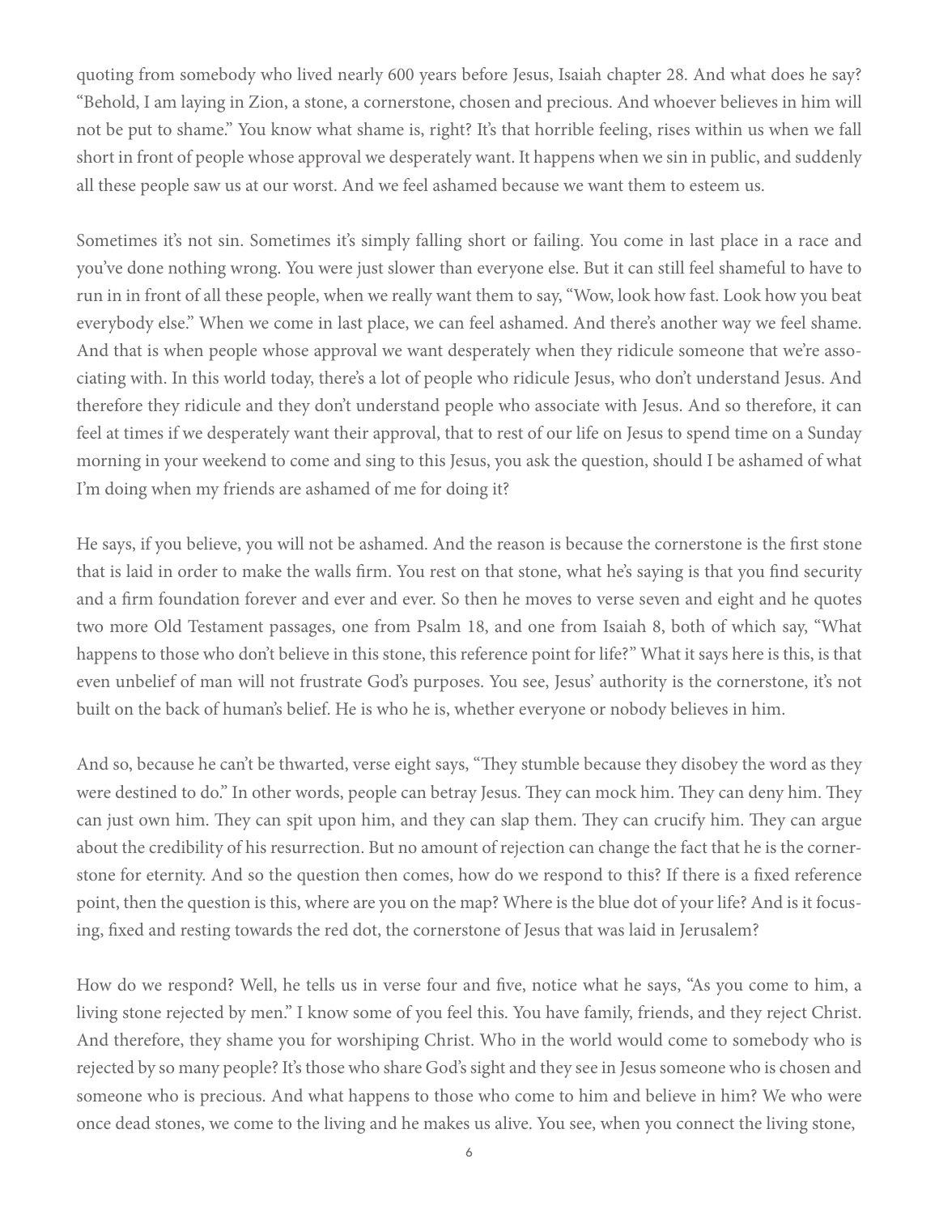quoting from somebody who lived nearly 600 years before Jesus, Isaiah chapter 28. And what does he say? "Behold, I am laying in Zion, a stone, a cornerstone, chosen and precious. And whoever believes in him will not be put to shame." You know what shame is, right? It's that horrible feeling, rises within us when we fall short in front of people whose approval we desperately want. It happens when we sin in public, and suddenly all these people saw us at our worst. And we feel ashamed because we want them to esteem us.

Sometimes it's not sin. Sometimes it's simply falling short or failing. You come in last place in a race and you've done nothing wrong. You were just slower than everyone else. But it can still feel shameful to have to run in in front of all these people, when we really want them to say, "Wow, look how fast. Look how you beat everybody else." When we come in last place, we can feel ashamed. And there's another way we feel shame. And that is when people whose approval we want desperately when they ridicule someone that we're associating with. In this world today, there's a lot of people who ridicule Jesus, who don't understand Jesus. And therefore they ridicule and they don't understand people who associate with Jesus. And so therefore, it can feel at times if we desperately want their approval, that to rest of our life on Jesus to spend time on a Sunday morning in your weekend to come and sing to this Jesus, you ask the question, should I be ashamed of what I'm doing when my friends are ashamed of me for doing it?

He says, if you believe, you will not be ashamed. And the reason is because the cornerstone is the first stone that is laid in order to make the walls firm. You rest on that stone, what he's saying is that you find security and a firm foundation forever and ever and ever. So then he moves to verse seven and eight and he quotes two more Old Testament passages, one from Psalm 18, and one from Isaiah 8, both of which say, "What happens to those who don't believe in this stone, this reference point for life?" What it says here is this, is that even unbelief of man will not frustrate God's purposes. You see, Jesus' authority is the cornerstone, it's not built on the back of human's belief. He is who he is, whether everyone or nobody believes in him.

And so, because he can't be thwarted, verse eight says, "They stumble because they disobey the word as they were destined to do." In other words, people can betray Jesus. They can mock him. They can deny him. They can just own him. They can spit upon him, and they can slap them. They can crucify him. They can argue about the credibility of his resurrection. But no amount of rejection can change the fact that he is the cornerstone for eternity. And so the question then comes, how do we respond to this? If there is a fixed reference point, then the question is this, where are you on the map? Where is the blue dot of your life? And is it focusing, fixed and resting towards the red dot, the cornerstone of Jesus that was laid in Jerusalem?

How do we respond? Well, he tells us in verse four and five, notice what he says, "As you come to him, a living stone rejected by men." I know some of you feel this. You have family, friends, and they reject Christ. And therefore, they shame you for worshiping Christ. Who in the world would come to somebody who is rejected by so many people? It's those who share God's sight and they see in Jesus someone who is chosen and someone who is precious. And what happens to those who come to him and believe in him? We who were once dead stones, we come to the living and he makes us alive. You see, when you connect the living stone,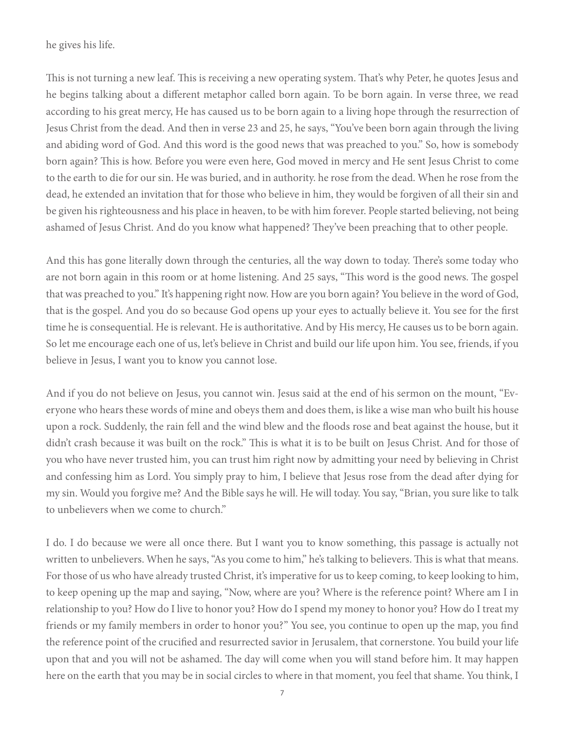he gives his life.

This is not turning a new leaf. This is receiving a new operating system. That's why Peter, he quotes Jesus and he begins talking about a different metaphor called born again. To be born again. In verse three, we read according to his great mercy, He has caused us to be born again to a living hope through the resurrection of Jesus Christ from the dead. And then in verse 23 and 25, he says, "You've been born again through the living and abiding word of God. And this word is the good news that was preached to you." So, how is somebody born again? This is how. Before you were even here, God moved in mercy and He sent Jesus Christ to come to the earth to die for our sin. He was buried, and in authority. he rose from the dead. When he rose from the dead, he extended an invitation that for those who believe in him, they would be forgiven of all their sin and be given his righteousness and his place in heaven, to be with him forever. People started believing, not being ashamed of Jesus Christ. And do you know what happened? They've been preaching that to other people.

And this has gone literally down through the centuries, all the way down to today. There's some today who are not born again in this room or at home listening. And 25 says, "This word is the good news. The gospel that was preached to you." It's happening right now. How are you born again? You believe in the word of God, that is the gospel. And you do so because God opens up your eyes to actually believe it. You see for the first time he is consequential. He is relevant. He is authoritative. And by His mercy, He causes us to be born again. So let me encourage each one of us, let's believe in Christ and build our life upon him. You see, friends, if you believe in Jesus, I want you to know you cannot lose.

And if you do not believe on Jesus, you cannot win. Jesus said at the end of his sermon on the mount, "Everyone who hears these words of mine and obeys them and does them, is like a wise man who built his house upon a rock. Suddenly, the rain fell and the wind blew and the floods rose and beat against the house, but it didn't crash because it was built on the rock." This is what it is to be built on Jesus Christ. And for those of you who have never trusted him, you can trust him right now by admitting your need by believing in Christ and confessing him as Lord. You simply pray to him, I believe that Jesus rose from the dead after dying for my sin. Would you forgive me? And the Bible says he will. He will today. You say, "Brian, you sure like to talk to unbelievers when we come to church."

I do. I do because we were all once there. But I want you to know something, this passage is actually not written to unbelievers. When he says, "As you come to him," he's talking to believers. This is what that means. For those of us who have already trusted Christ, it's imperative for us to keep coming, to keep looking to him, to keep opening up the map and saying, "Now, where are you? Where is the reference point? Where am I in relationship to you? How do I live to honor you? How do I spend my money to honor you? How do I treat my friends or my family members in order to honor you?" You see, you continue to open up the map, you find the reference point of the crucified and resurrected savior in Jerusalem, that cornerstone. You build your life upon that and you will not be ashamed. The day will come when you will stand before him. It may happen here on the earth that you may be in social circles to where in that moment, you feel that shame. You think, I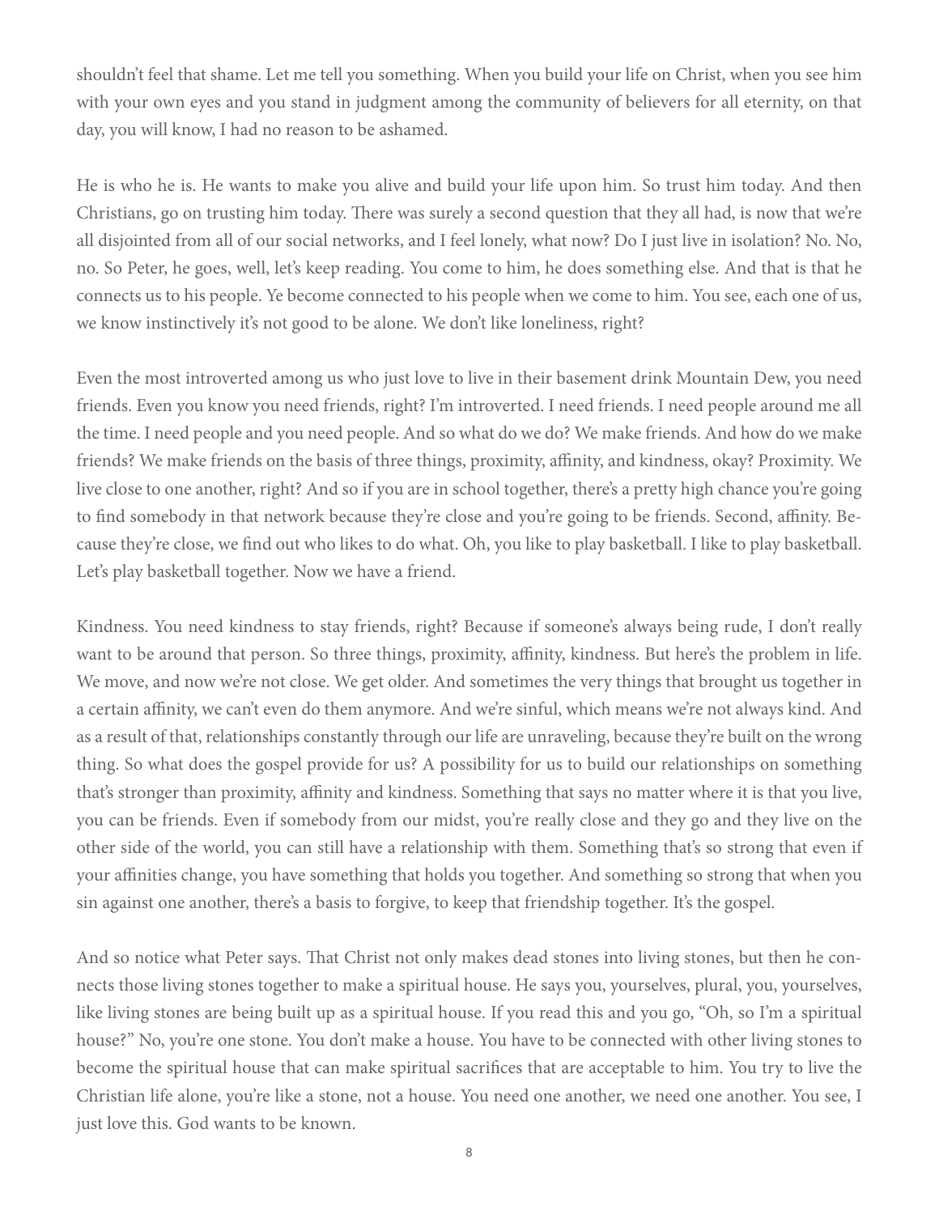shouldn't feel that shame. Let me tell you something. When you build your life on Christ, when you see him with your own eyes and you stand in judgment among the community of believers for all eternity, on that day, you will know, I had no reason to be ashamed.

He is who he is. He wants to make you alive and build your life upon him. So trust him today. And then Christians, go on trusting him today. There was surely a second question that they all had, is now that we're all disjointed from all of our social networks, and I feel lonely, what now? Do I just live in isolation? No. No, no. So Peter, he goes, well, let's keep reading. You come to him, he does something else. And that is that he connects us to his people. Ye become connected to his people when we come to him. You see, each one of us, we know instinctively it's not good to be alone. We don't like loneliness, right?

Even the most introverted among us who just love to live in their basement drink Mountain Dew, you need friends. Even you know you need friends, right? I'm introverted. I need friends. I need people around me all the time. I need people and you need people. And so what do we do? We make friends. And how do we make friends? We make friends on the basis of three things, proximity, affinity, and kindness, okay? Proximity. We live close to one another, right? And so if you are in school together, there's a pretty high chance you're going to find somebody in that network because they're close and you're going to be friends. Second, affinity. Because they're close, we find out who likes to do what. Oh, you like to play basketball. I like to play basketball. Let's play basketball together. Now we have a friend.

Kindness. You need kindness to stay friends, right? Because if someone's always being rude, I don't really want to be around that person. So three things, proximity, affinity, kindness. But here's the problem in life. We move, and now we're not close. We get older. And sometimes the very things that brought us together in a certain affinity, we can't even do them anymore. And we're sinful, which means we're not always kind. And as a result of that, relationships constantly through our life are unraveling, because they're built on the wrong thing. So what does the gospel provide for us? A possibility for us to build our relationships on something that's stronger than proximity, affinity and kindness. Something that says no matter where it is that you live, you can be friends. Even if somebody from our midst, you're really close and they go and they live on the other side of the world, you can still have a relationship with them. Something that's so strong that even if your affinities change, you have something that holds you together. And something so strong that when you sin against one another, there's a basis to forgive, to keep that friendship together. It's the gospel.

And so notice what Peter says. That Christ not only makes dead stones into living stones, but then he connects those living stones together to make a spiritual house. He says you, yourselves, plural, you, yourselves, like living stones are being built up as a spiritual house. If you read this and you go, "Oh, so I'm a spiritual house?" No, you're one stone. You don't make a house. You have to be connected with other living stones to become the spiritual house that can make spiritual sacrifices that are acceptable to him. You try to live the Christian life alone, you're like a stone, not a house. You need one another, we need one another. You see, I just love this. God wants to be known.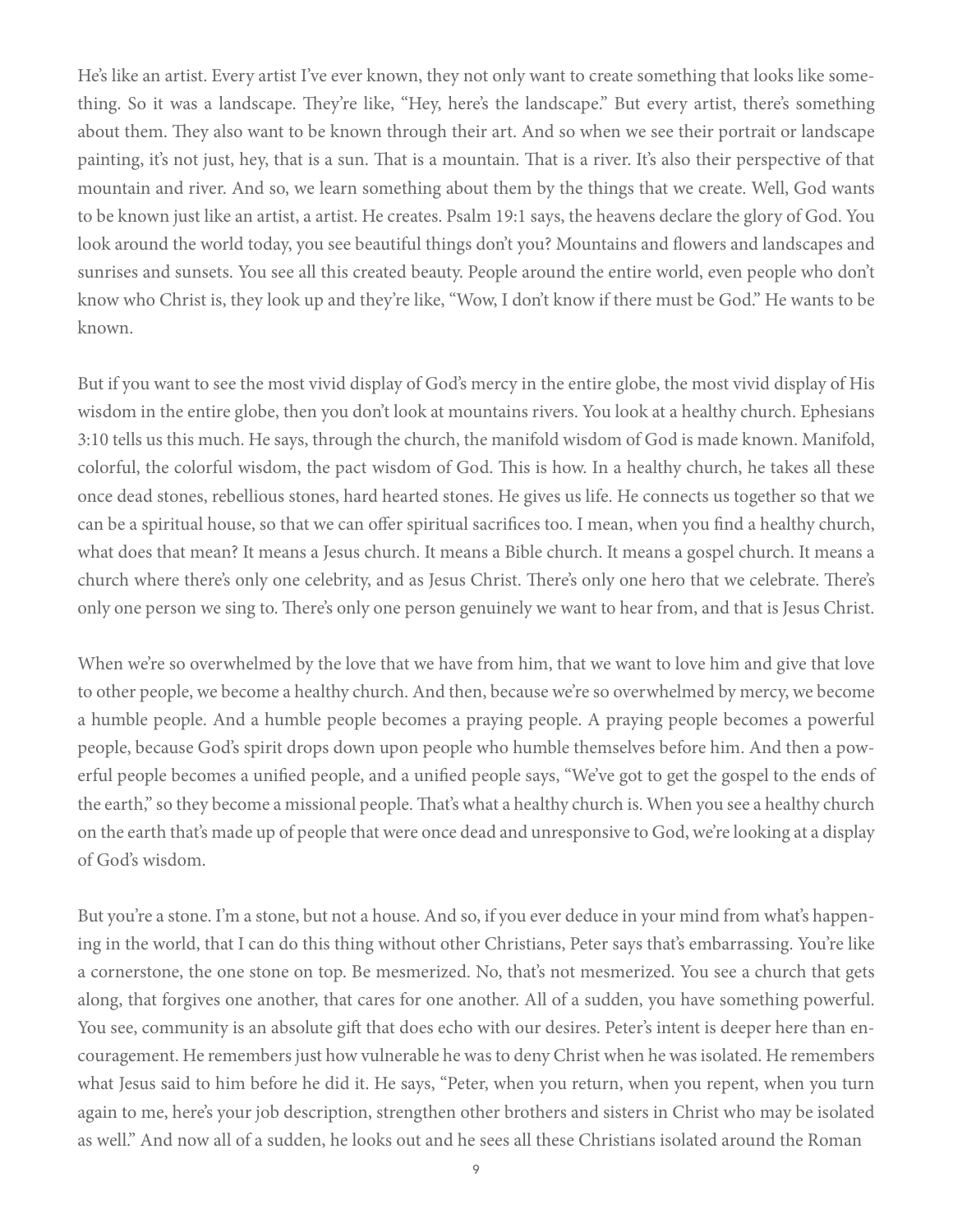He's like an artist. Every artist I've ever known, they not only want to create something that looks like something. So it was a landscape. They're like, "Hey, here's the landscape." But every artist, there's something about them. They also want to be known through their art. And so when we see their portrait or landscape painting, it's not just, hey, that is a sun. That is a mountain. That is a river. It's also their perspective of that mountain and river. And so, we learn something about them by the things that we create. Well, God wants to be known just like an artist, a artist. He creates. Psalm 19:1 says, the heavens declare the glory of God. You look around the world today, you see beautiful things don't you? Mountains and flowers and landscapes and sunrises and sunsets. You see all this created beauty. People around the entire world, even people who don't know who Christ is, they look up and they're like, "Wow, I don't know if there must be God." He wants to be known.

But if you want to see the most vivid display of God's mercy in the entire globe, the most vivid display of His wisdom in the entire globe, then you don't look at mountains rivers. You look at a healthy church. Ephesians 3:10 tells us this much. He says, through the church, the manifold wisdom of God is made known. Manifold, colorful, the colorful wisdom, the pact wisdom of God. This is how. In a healthy church, he takes all these once dead stones, rebellious stones, hard hearted stones. He gives us life. He connects us together so that we can be a spiritual house, so that we can offer spiritual sacrifices too. I mean, when you find a healthy church, what does that mean? It means a Jesus church. It means a Bible church. It means a gospel church. It means a church where there's only one celebrity, and as Jesus Christ. There's only one hero that we celebrate. There's only one person we sing to. There's only one person genuinely we want to hear from, and that is Jesus Christ.

When we're so overwhelmed by the love that we have from him, that we want to love him and give that love to other people, we become a healthy church. And then, because we're so overwhelmed by mercy, we become a humble people. And a humble people becomes a praying people. A praying people becomes a powerful people, because God's spirit drops down upon people who humble themselves before him. And then a powerful people becomes a unified people, and a unified people says, "We've got to get the gospel to the ends of the earth," so they become a missional people. That's what a healthy church is. When you see a healthy church on the earth that's made up of people that were once dead and unresponsive to God, we're looking at a display of God's wisdom.

But you're a stone. I'm a stone, but not a house. And so, if you ever deduce in your mind from what's happening in the world, that I can do this thing without other Christians, Peter says that's embarrassing. You're like a cornerstone, the one stone on top. Be mesmerized. No, that's not mesmerized. You see a church that gets along, that forgives one another, that cares for one another. All of a sudden, you have something powerful. You see, community is an absolute gift that does echo with our desires. Peter's intent is deeper here than encouragement. He remembers just how vulnerable he was to deny Christ when he was isolated. He remembers what Jesus said to him before he did it. He says, "Peter, when you return, when you repent, when you turn again to me, here's your job description, strengthen other brothers and sisters in Christ who may be isolated as well." And now all of a sudden, he looks out and he sees all these Christians isolated around the Roman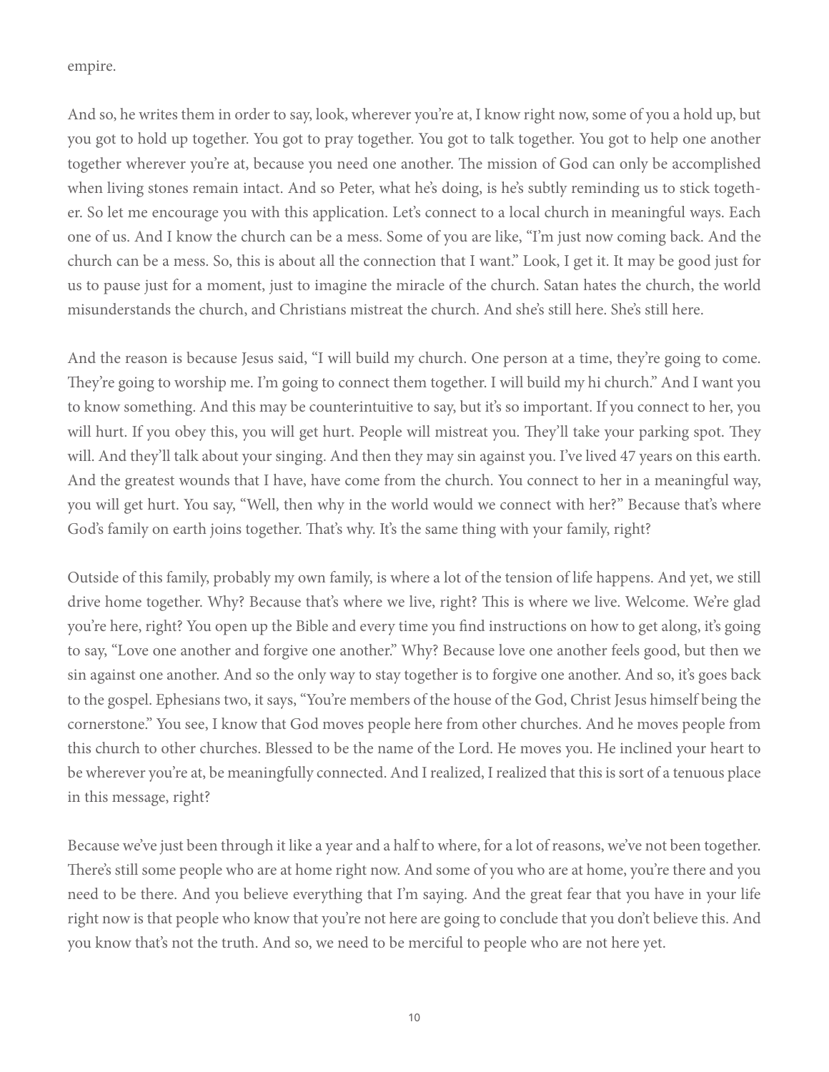empire.

And so, he writes them in order to say, look, wherever you're at, I know right now, some of you a hold up, but you got to hold up together. You got to pray together. You got to talk together. You got to help one another together wherever you're at, because you need one another. The mission of God can only be accomplished when living stones remain intact. And so Peter, what he's doing, is he's subtly reminding us to stick together. So let me encourage you with this application. Let's connect to a local church in meaningful ways. Each one of us. And I know the church can be a mess. Some of you are like, "I'm just now coming back. And the church can be a mess. So, this is about all the connection that I want." Look, I get it. It may be good just for us to pause just for a moment, just to imagine the miracle of the church. Satan hates the church, the world misunderstands the church, and Christians mistreat the church. And she's still here. She's still here.

And the reason is because Jesus said, "I will build my church. One person at a time, they're going to come. They're going to worship me. I'm going to connect them together. I will build my hi church." And I want you to know something. And this may be counterintuitive to say, but it's so important. If you connect to her, you will hurt. If you obey this, you will get hurt. People will mistreat you. They'll take your parking spot. They will. And they'll talk about your singing. And then they may sin against you. I've lived 47 years on this earth. And the greatest wounds that I have, have come from the church. You connect to her in a meaningful way, you will get hurt. You say, "Well, then why in the world would we connect with her?" Because that's where God's family on earth joins together. That's why. It's the same thing with your family, right?

Outside of this family, probably my own family, is where a lot of the tension of life happens. And yet, we still drive home together. Why? Because that's where we live, right? This is where we live. Welcome. We're glad you're here, right? You open up the Bible and every time you find instructions on how to get along, it's going to say, "Love one another and forgive one another." Why? Because love one another feels good, but then we sin against one another. And so the only way to stay together is to forgive one another. And so, it's goes back to the gospel. Ephesians two, it says, "You're members of the house of the God, Christ Jesus himself being the cornerstone." You see, I know that God moves people here from other churches. And he moves people from this church to other churches. Blessed to be the name of the Lord. He moves you. He inclined your heart to be wherever you're at, be meaningfully connected. And I realized, I realized that this is sort of a tenuous place in this message, right?

Because we've just been through it like a year and a half to where, for a lot of reasons, we've not been together. There's still some people who are at home right now. And some of you who are at home, you're there and you need to be there. And you believe everything that I'm saying. And the great fear that you have in your life right now is that people who know that you're not here are going to conclude that you don't believe this. And you know that's not the truth. And so, we need to be merciful to people who are not here yet.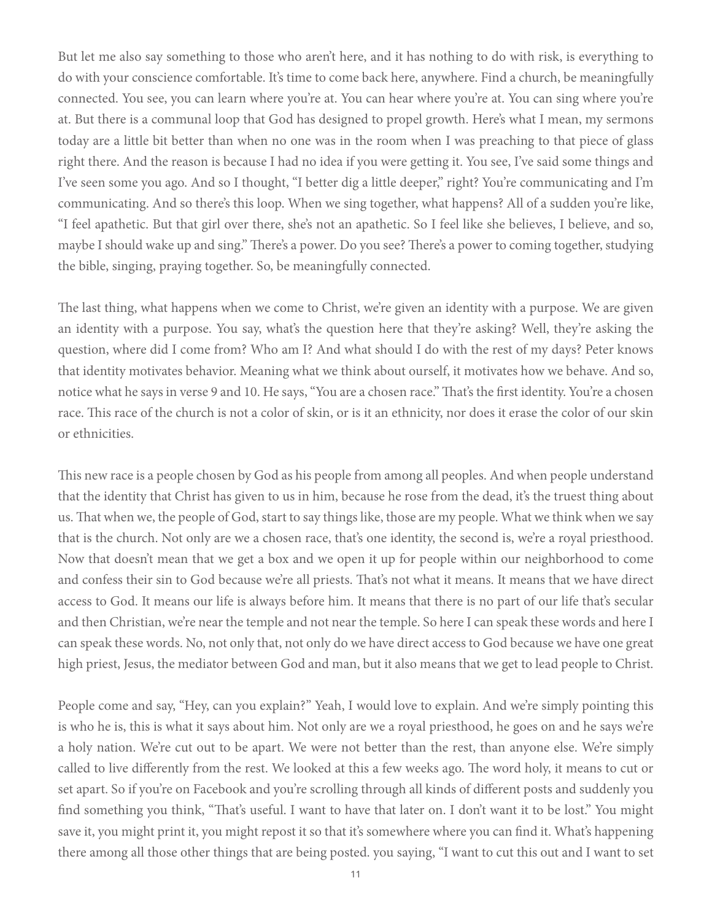But let me also say something to those who aren't here, and it has nothing to do with risk, is everything to do with your conscience comfortable. It's time to come back here, anywhere. Find a church, be meaningfully connected. You see, you can learn where you're at. You can hear where you're at. You can sing where you're at. But there is a communal loop that God has designed to propel growth. Here's what I mean, my sermons today are a little bit better than when no one was in the room when I was preaching to that piece of glass right there. And the reason is because I had no idea if you were getting it. You see, I've said some things and I've seen some you ago. And so I thought, "I better dig a little deeper," right? You're communicating and I'm communicating. And so there's this loop. When we sing together, what happens? All of a sudden you're like, "I feel apathetic. But that girl over there, she's not an apathetic. So I feel like she believes, I believe, and so, maybe I should wake up and sing." There's a power. Do you see? There's a power to coming together, studying the bible, singing, praying together. So, be meaningfully connected.

The last thing, what happens when we come to Christ, we're given an identity with a purpose. We are given an identity with a purpose. You say, what's the question here that they're asking? Well, they're asking the question, where did I come from? Who am I? And what should I do with the rest of my days? Peter knows that identity motivates behavior. Meaning what we think about ourself, it motivates how we behave. And so, notice what he says in verse 9 and 10. He says, "You are a chosen race." That's the first identity. You're a chosen race. This race of the church is not a color of skin, or is it an ethnicity, nor does it erase the color of our skin or ethnicities.

This new race is a people chosen by God as his people from among all peoples. And when people understand that the identity that Christ has given to us in him, because he rose from the dead, it's the truest thing about us. That when we, the people of God, start to say things like, those are my people. What we think when we say that is the church. Not only are we a chosen race, that's one identity, the second is, we're a royal priesthood. Now that doesn't mean that we get a box and we open it up for people within our neighborhood to come and confess their sin to God because we're all priests. That's not what it means. It means that we have direct access to God. It means our life is always before him. It means that there is no part of our life that's secular and then Christian, we're near the temple and not near the temple. So here I can speak these words and here I can speak these words. No, not only that, not only do we have direct access to God because we have one great high priest, Jesus, the mediator between God and man, but it also means that we get to lead people to Christ.

People come and say, "Hey, can you explain?" Yeah, I would love to explain. And we're simply pointing this is who he is, this is what it says about him. Not only are we a royal priesthood, he goes on and he says we're a holy nation. We're cut out to be apart. We were not better than the rest, than anyone else. We're simply called to live differently from the rest. We looked at this a few weeks ago. The word holy, it means to cut or set apart. So if you're on Facebook and you're scrolling through all kinds of different posts and suddenly you find something you think, "That's useful. I want to have that later on. I don't want it to be lost." You might save it, you might print it, you might repost it so that it's somewhere where you can find it. What's happening there among all those other things that are being posted. you saying, "I want to cut this out and I want to set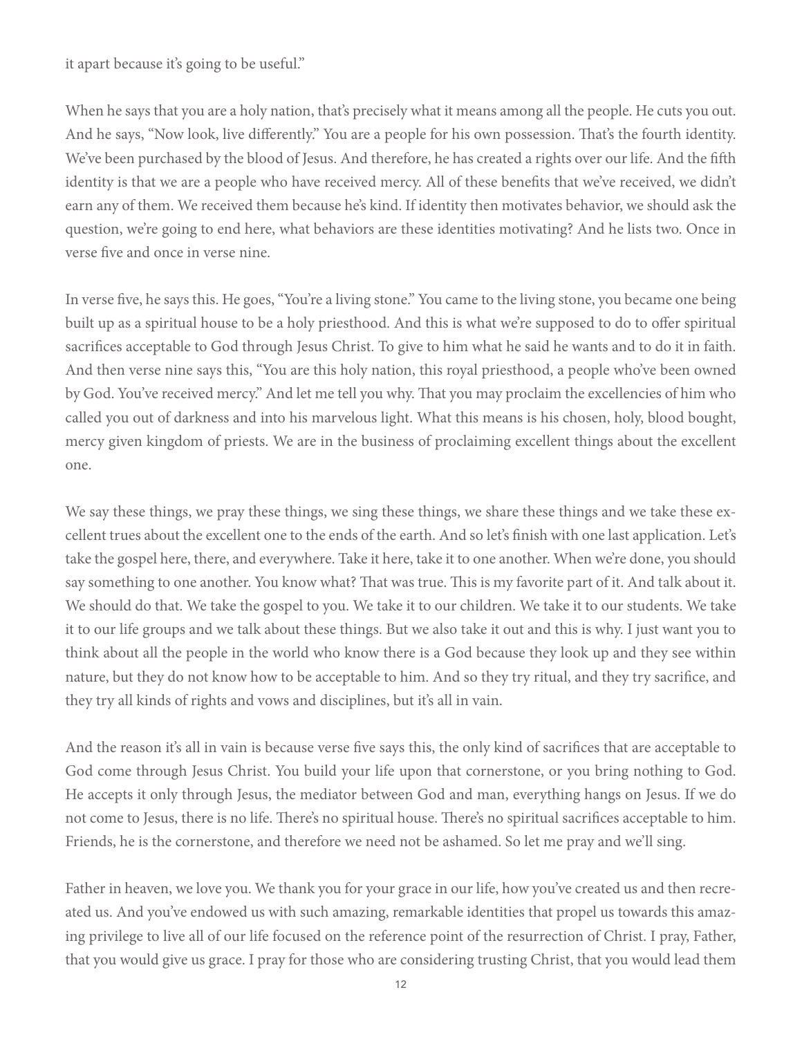it apart because it's going to be useful."

When he says that you are a holy nation, that's precisely what it means among all the people. He cuts you out. And he says, "Now look, live differently." You are a people for his own possession. That's the fourth identity. We've been purchased by the blood of Jesus. And therefore, he has created a rights over our life. And the fifth identity is that we are a people who have received mercy. All of these benefits that we've received, we didn't earn any of them. We received them because he's kind. If identity then motivates behavior, we should ask the question, we're going to end here, what behaviors are these identities motivating? And he lists two. Once in verse five and once in verse nine.

In verse five, he says this. He goes, "You're a living stone." You came to the living stone, you became one being built up as a spiritual house to be a holy priesthood. And this is what we're supposed to do to offer spiritual sacrifices acceptable to God through Jesus Christ. To give to him what he said he wants and to do it in faith. And then verse nine says this, "You are this holy nation, this royal priesthood, a people who've been owned by God. You've received mercy." And let me tell you why. That you may proclaim the excellencies of him who called you out of darkness and into his marvelous light. What this means is his chosen, holy, blood bought, mercy given kingdom of priests. We are in the business of proclaiming excellent things about the excellent one.

We say these things, we pray these things, we sing these things, we share these things and we take these excellent trues about the excellent one to the ends of the earth. And so let's finish with one last application. Let's take the gospel here, there, and everywhere. Take it here, take it to one another. When we're done, you should say something to one another. You know what? That was true. This is my favorite part of it. And talk about it. We should do that. We take the gospel to you. We take it to our children. We take it to our students. We take it to our life groups and we talk about these things. But we also take it out and this is why. I just want you to think about all the people in the world who know there is a God because they look up and they see within nature, but they do not know how to be acceptable to him. And so they try ritual, and they try sacrifice, and they try all kinds of rights and vows and disciplines, but it's all in vain.

And the reason it's all in vain is because verse five says this, the only kind of sacrifices that are acceptable to God come through Jesus Christ. You build your life upon that cornerstone, or you bring nothing to God. He accepts it only through Jesus, the mediator between God and man, everything hangs on Jesus. If we do not come to Jesus, there is no life. There's no spiritual house. There's no spiritual sacrifices acceptable to him. Friends, he is the cornerstone, and therefore we need not be ashamed. So let me pray and we'll sing.

Father in heaven, we love you. We thank you for your grace in our life, how you've created us and then recreated us. And you've endowed us with such amazing, remarkable identities that propel us towards this amazing privilege to live all of our life focused on the reference point of the resurrection of Christ. I pray, Father, that you would give us grace. I pray for those who are considering trusting Christ, that you would lead them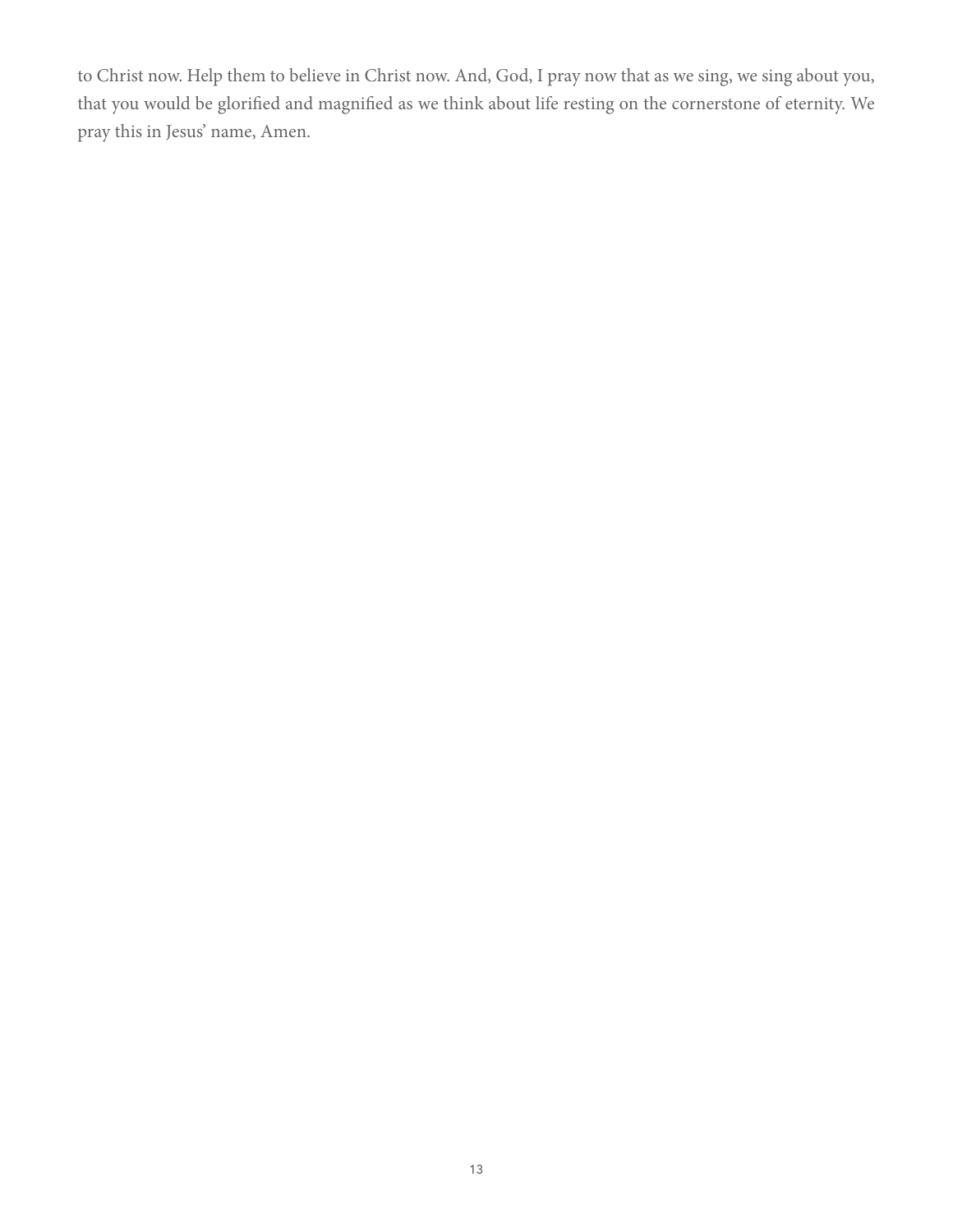to Christ now. Help them to believe in Christ now. And, God, I pray now that as we sing, we sing about you, that you would be glorified and magnified as we think about life resting on the cornerstone of eternity. We pray this in Jesus' name, Amen.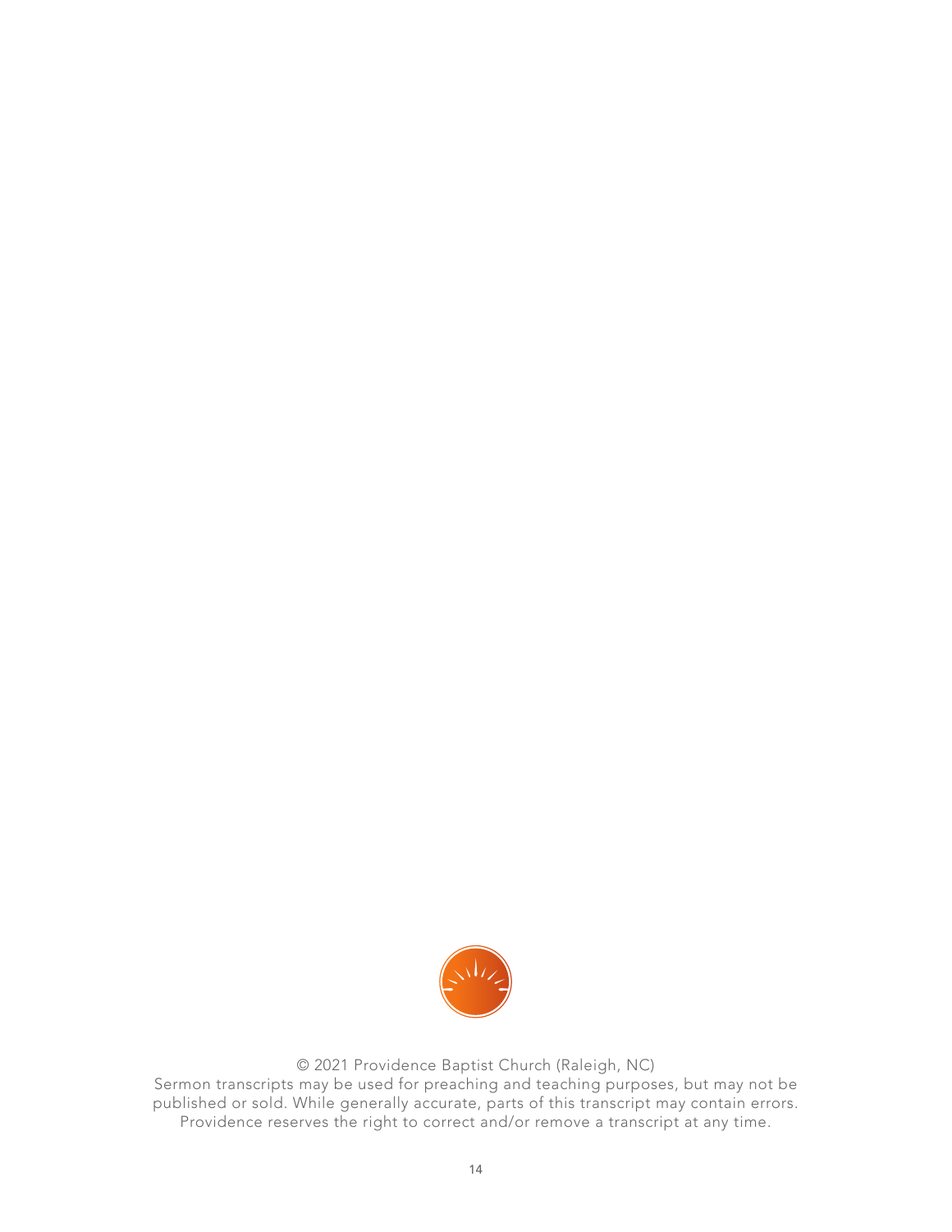© 2021 Providence Baptist Church (Raleigh, NC)
Sermon transcripts may be used for preaching and teaching purposes, but may not be published or sold. While generally accurate, parts of this transcript may contain errors. Providence reserves the right to correct and/or remove a transcript at any time.